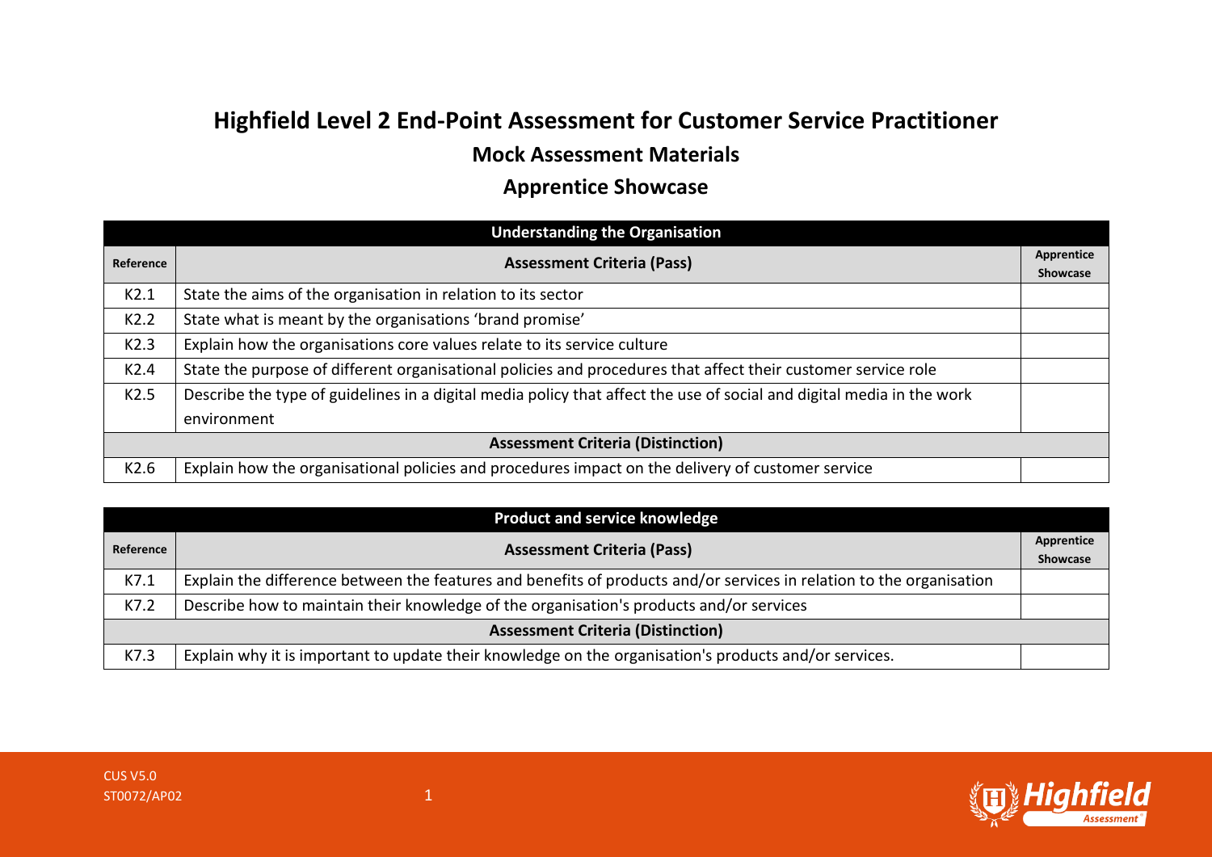# Highfield Level 2 End-Point Assessment for Customer Service Practitioner

## Mock Assessment Materials

## Apprentice Showcase

| Understanding the Organisation | | |
|---|---|---|
| **Reference** | **Assessment Criteria (Pass)** | **Apprentice Showcase** |
| K2.1 | State the aims of the organisation in relation to its sector | |
| K2.2 | State what is meant by the organisations 'brand promise' | |
| K2.3 | Explain how the organisations core values relate to its service culture | |
| K2.4 | State the purpose of different organisational policies and procedures that affect their customer service role | |
| K2.5 | Describe the type of guidelines in a digital media policy that affect the use of social and digital media in the work environment | |
| | **Assessment Criteria (Distinction)** | |
| K2.6 | Explain how the organisational policies and procedures impact on the delivery of customer service | |

| Product and service knowledge | | |
|---|---|---|
| **Reference** | **Assessment Criteria (Pass)** | **Apprentice Showcase** |
| K7.1 | Explain the difference between the features and benefits of products and/or services in relation to the organisation | |
| K7.2 | Describe how to maintain their knowledge of the organisation's products and/or services | |
| | **Assessment Criteria (Distinction)** | |
| K7.3 | Explain why it is important to update their knowledge on the organisation's products and/or services. | |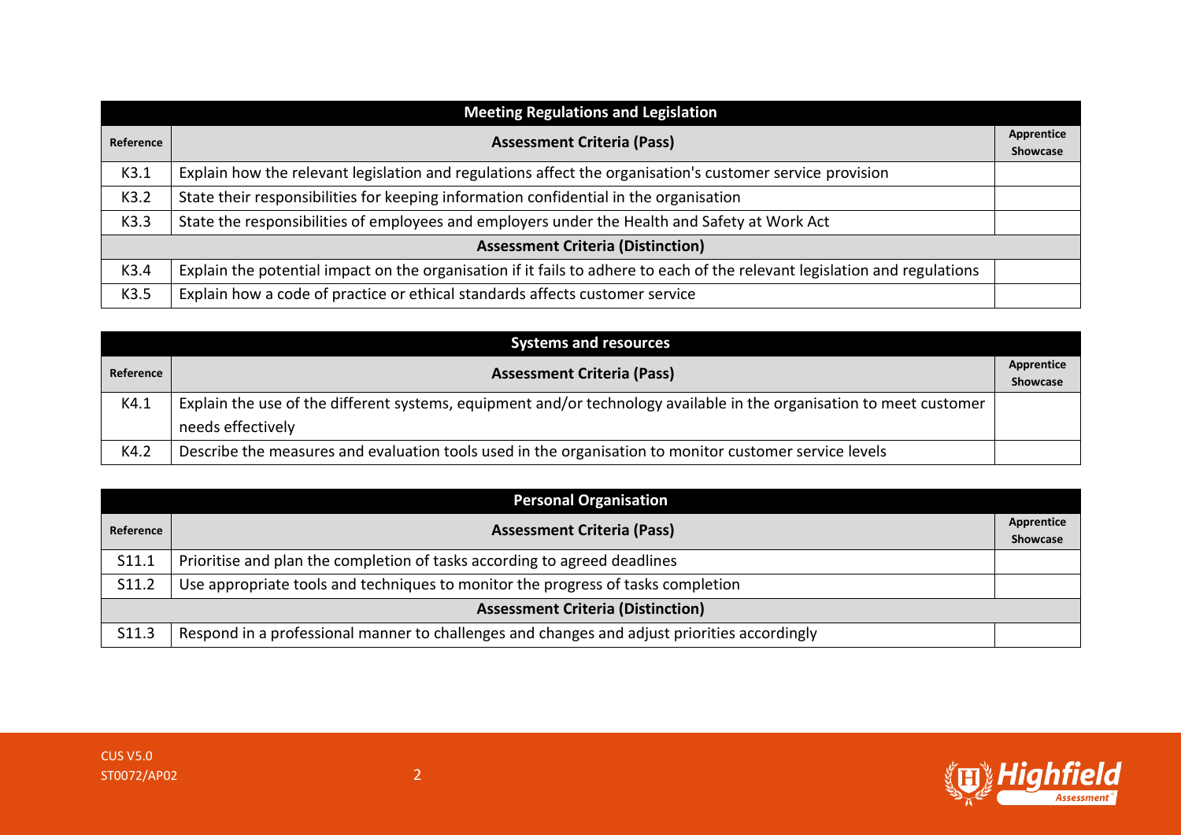| Meeting Regulations and Legislation | | |
|---|---|---|
| **Reference** | **Assessment Criteria (Pass)** | **Apprentice Showcase** |
| K3.1 | Explain how the relevant legislation and regulations affect the organisation's customer service provision | |
| K3.2 | State their responsibilities for keeping information confidential in the organisation | |
| K3.3 | State the responsibilities of employees and employers under the Health and Safety at Work Act | |
| | **Assessment Criteria (Distinction)** | |
| K3.4 | Explain the potential impact on the organisation if it fails to adhere to each of the relevant legislation and regulations | |
| K3.5 | Explain how a code of practice or ethical standards affects customer service | |

| Systems and resources | | |
|---|---|---|
| **Reference** | **Assessment Criteria (Pass)** | **Apprentice Showcase** |
| K4.1 | Explain the use of the different systems, equipment and/or technology available in the organisation to meet customer needs effectively | |
| K4.2 | Describe the measures and evaluation tools used in the organisation to monitor customer service levels | |

| Personal Organisation | | |
|---|---|---|
| **Reference** | **Assessment Criteria (Pass)** | **Apprentice Showcase** |
| S11.1 | Prioritise and plan the completion of tasks according to agreed deadlines | |
| S11.2 | Use appropriate tools and techniques to monitor the progress of tasks completion | |
| | **Assessment Criteria (Distinction)** | |
| S11.3 | Respond in a professional manner to challenges and changes and adjust priorities accordingly | |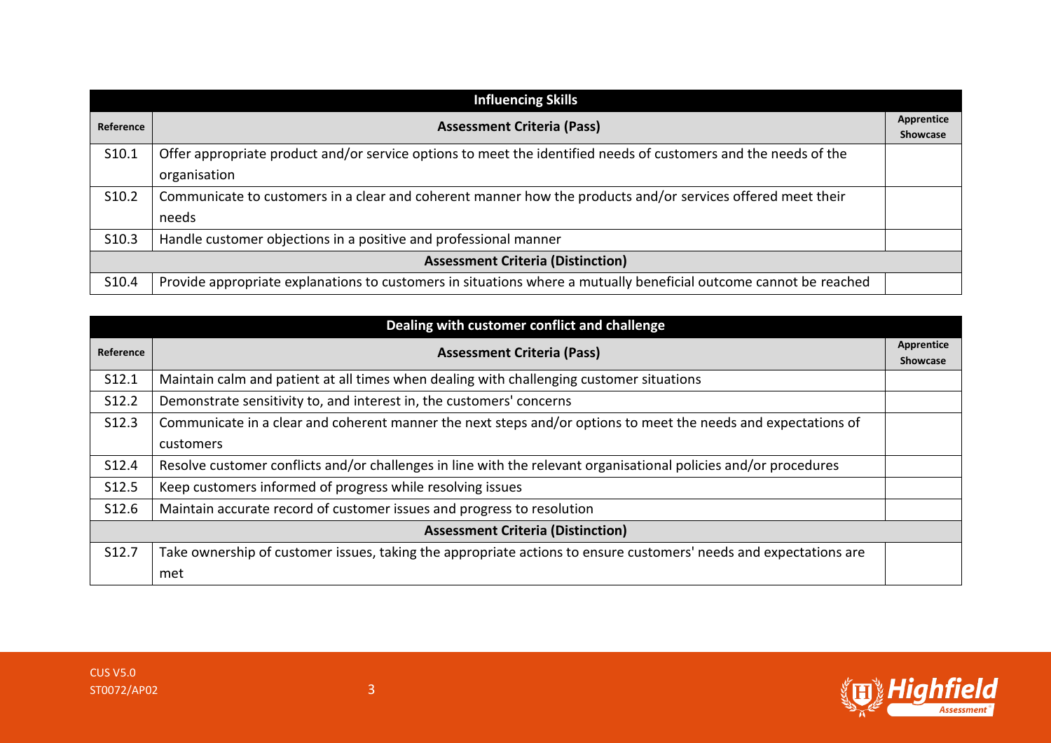| Influencing Skills | | |
|---|---|---|
| **Reference** | **Assessment Criteria (Pass)** | **Apprentice Showcase** |
| S10.1 | Offer appropriate product and/or service options to meet the identified needs of customers and the needs of the organisation | |
| S10.2 | Communicate to customers in a clear and coherent manner how the products and/or services offered meet their needs | |
| S10.3 | Handle customer objections in a positive and professional manner | |
| | **Assessment Criteria (Distinction)** | |
| S10.4 | Provide appropriate explanations to customers in situations where a mutually beneficial outcome cannot be reached | |

| Dealing with customer conflict and challenge | | |
|---|---|---|
| **Reference** | **Assessment Criteria (Pass)** | **Apprentice Showcase** |
| S12.1 | Maintain calm and patient at all times when dealing with challenging customer situations | |
| S12.2 | Demonstrate sensitivity to, and interest in, the customers' concerns | |
| S12.3 | Communicate in a clear and coherent manner the next steps and/or options to meet the needs and expectations of customers | |
| S12.4 | Resolve customer conflicts and/or challenges in line with the relevant organisational policies and/or procedures | |
| S12.5 | Keep customers informed of progress while resolving issues | |
| S12.6 | Maintain accurate record of customer issues and progress to resolution | |
| | **Assessment Criteria (Distinction)** | |
| S12.7 | Take ownership of customer issues, taking the appropriate actions to ensure customers' needs and expectations are met | |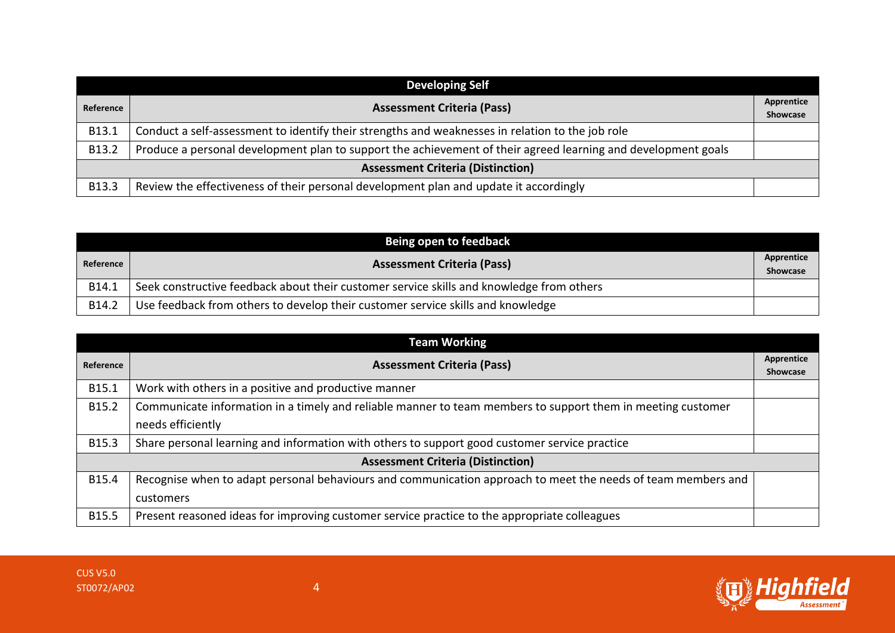| Developing Self | | |
|---|---|---|
| **Reference** | **Assessment Criteria (Pass)** | **Apprentice Showcase** |
| B13.1 | Conduct a self-assessment to identify their strengths and weaknesses in relation to the job role | |
| B13.2 | Produce a personal development plan to support the achievement of their agreed learning and development goals | |
| | **Assessment Criteria (Distinction)** | |
| B13.3 | Review the effectiveness of their personal development plan and update it accordingly | |

| Being open to feedback | | |
|---|---|---|
| **Reference** | **Assessment Criteria (Pass)** | **Apprentice Showcase** |
| B14.1 | Seek constructive feedback about their customer service skills and knowledge from others | |
| B14.2 | Use feedback from others to develop their customer service skills and knowledge | |

| Team Working | | |
|---|---|---|
| **Reference** | **Assessment Criteria (Pass)** | **Apprentice Showcase** |
| B15.1 | Work with others in a positive and productive manner | |
| B15.2 | Communicate information in a timely and reliable manner to team members to support them in meeting customer needs efficiently | |
| B15.3 | Share personal learning and information with others to support good customer service practice | |
| | **Assessment Criteria (Distinction)** | |
| B15.4 | Recognise when to adapt personal behaviours and communication approach to meet the needs of team members and customers | |
| B15.5 | Present reasoned ideas for improving customer service practice to the appropriate colleagues | |